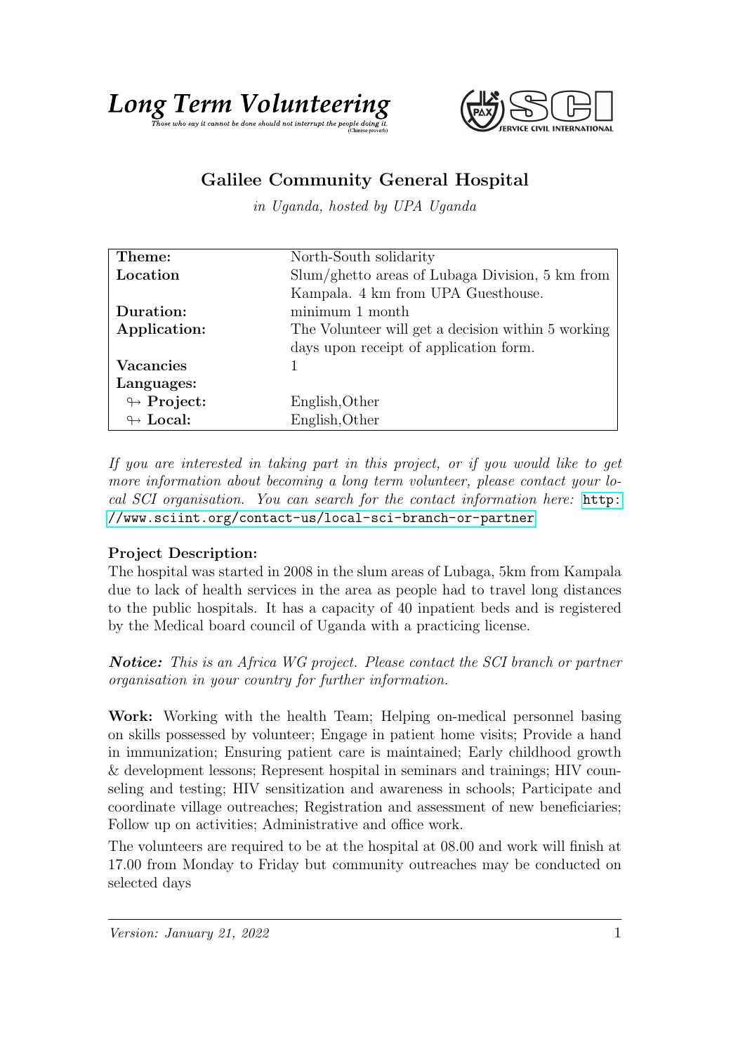**Long Term Volunteering**

*Those who say it cannot be done should not interrupt the people doing it.* (Chinese proverb)

SERVICE CIVIL INTERNATIONAL

# Galilee Community General Hospital

*in Uganda, hosted by UPA Uganda*

| | |
|---|---|
| **Theme:** | North-South solidarity |
| **Location** | Slum/ghetto areas of Lubaga Division, 5 km from Kampala. 4 km from UPA Guesthouse. |
| **Duration:** | minimum 1 month |
| **Application:** | The Volunteer will get a decision within 5 working days upon receipt of application form. |
| **Vacancies** | 1 |
| **Languages:** | |
| ↬ **Project:** | English,Other |
| ↬ **Local:** | English,Other |

*If you are interested in taking part in this project, or if you would like to get more information about becoming a long term volunteer, please contact your local SCI organisation. You can search for the contact information here:* http://www.sciint.org/contact-us/local-sci-branch-or-partner

**Project Description:**
The hospital was started in 2008 in the slum areas of Lubaga, 5km from Kampala due to lack of health services in the area as people had to travel long distances to the public hospitals. It has a capacity of 40 inpatient beds and is registered by the Medical board council of Uganda with a practicing license.

***Notice:*** *This is an Africa WG project. Please contact the SCI branch or partner organisation in your country for further information.*

**Work:** Working with the health Team; Helping on-medical personnel basing on skills possessed by volunteer; Engage in patient home visits; Provide a hand in immunization; Ensuring patient care is maintained; Early childhood growth & development lessons; Represent hospital in seminars and trainings; HIV counseling and testing; HIV sensitization and awareness in schools; Participate and coordinate village outreaches; Registration and assessment of new beneficiaries; Follow up on activities; Administrative and office work.

The volunteers are required to be at the hospital at 08.00 and work will finish at 17.00 from Monday to Friday but community outreaches may be conducted on selected days

*Version: January 21, 2022*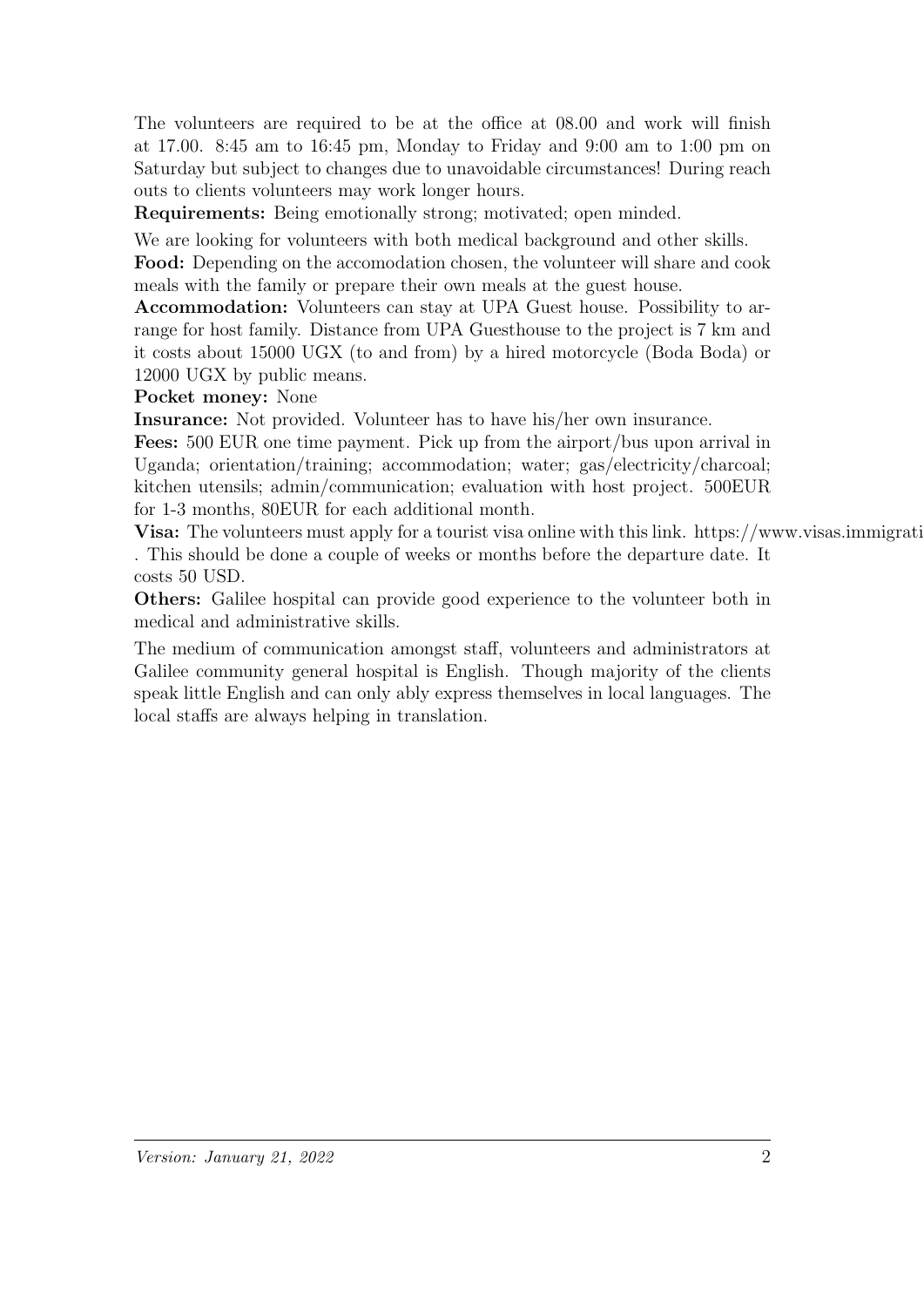The volunteers are required to be at the office at 08.00 and work will finish at 17.00. 8:45 am to 16:45 pm, Monday to Friday and 9:00 am to 1:00 pm on Saturday but subject to changes due to unavoidable circumstances! During reach outs to clients volunteers may work longer hours.

**Requirements:** Being emotionally strong; motivated; open minded.

We are looking for volunteers with both medical background and other skills.

**Food:** Depending on the accomodation chosen, the volunteer will share and cook meals with the family or prepare their own meals at the guest house.

**Accommodation:** Volunteers can stay at UPA Guest house. Possibility to arrange for host family. Distance from UPA Guesthouse to the project is 7 km and it costs about 15000 UGX (to and from) by a hired motorcycle (Boda Boda) or 12000 UGX by public means.

**Pocket money:** None

**Insurance:** Not provided. Volunteer has to have his/her own insurance.

**Fees:** 500 EUR one time payment. Pick up from the airport/bus upon arrival in Uganda; orientation/training; accommodation; water; gas/electricity/charcoal; kitchen utensils; admin/communication; evaluation with host project. 500EUR for 1-3 months, 80EUR for each additional month.

**Visa:** The volunteers must apply for a tourist visa online with this link. https://www.visas.immigrati . This should be done a couple of weeks or months before the departure date. It costs 50 USD.

**Others:** Galilee hospital can provide good experience to the volunteer both in medical and administrative skills.

The medium of communication amongst staff, volunteers and administrators at Galilee community general hospital is English. Though majority of the clients speak little English and can only ably express themselves in local languages. The local staffs are always helping in translation.

*Version: January 21, 2022*